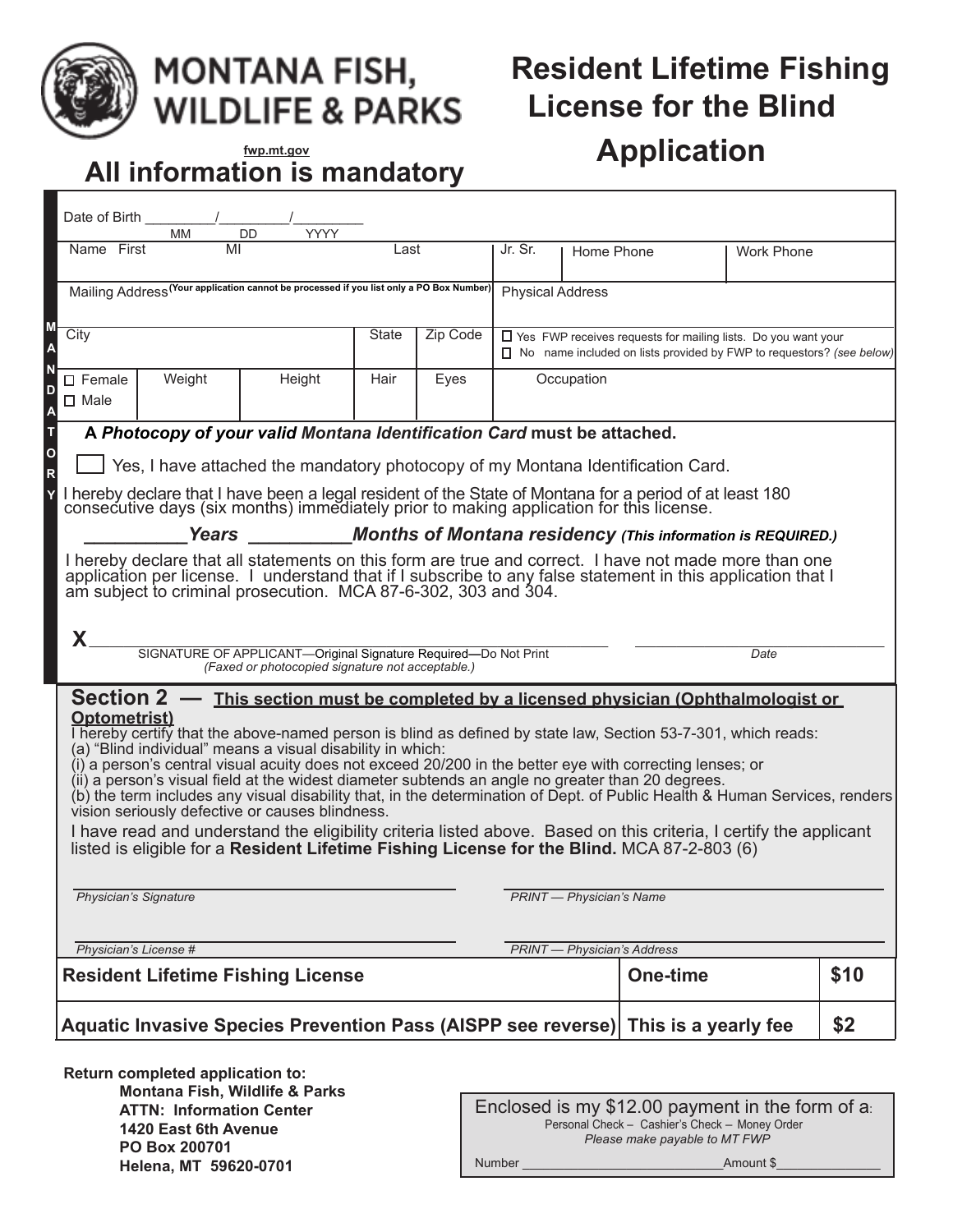# MONTANA FISH, WILDLIFE & PARKS

fwp.mt.gov

## All information is mandatory

# Resident Lifetime Fishing License for the Blind Application

MANDATORY

Date of Birth _________/_________/_________
MM DD YYYY

| Name First | MI | Last | Jr. Sr. | Home Phone | Work Phone |
|---|---|---|---|---|---|
| | | | | | |

| Mailing Address (Your application cannot be processed if you list only a PO Box Number) | Physical Address |
|---|---|
| | |

| City | State | Zip Code | ☐ Yes FWP receives requests for mailing lists. Do you want your ☐ No name included on lists provided by FWP to requestors? *(see below)* |
|---|---|---|---|
| | | | |

| ☐ Female ☐ Male | Weight | Height | Hair | Eyes | Occupation |
|---|---|---|---|---|---|
| | | | | | |

**A *Photocopy of your valid Montana Identification Card* must be attached.**

☐ Yes, I have attached the mandatory photocopy of my Montana Identification Card.

I hereby declare that I have been a legal resident of the State of Montana for a period of at least 180 consecutive days (six months) immediately prior to making application for this license.

**__________*Years* __________*Months of Montana residency* *(This information is REQUIRED.)***

I hereby declare that all statements on this form are true and correct. I have not made more than one application per license. I understand that if I subscribe to any false statement in this application that I am subject to criminal prosecution. MCA 87-6-302, 303 and 304.

X________________________________________ ______________________
SIGNATURE OF APPLICANT—Original Signature Required—Do Not Print Date
*(Faxed or photocopied signature not acceptable.)*

## Section 2 — This section must be completed by a licensed physician (Ophthalmologist or Optometrist)

I hereby certify that the above-named person is blind as defined by state law, Section 53-7-301, which reads:
(a) "Blind individual" means a visual disability in which:
(i) a person's central visual acuity does not exceed 20/200 in the better eye with correcting lenses; or
(ii) a person's visual field at the widest diameter subtends an angle no greater than 20 degrees.
(b) the term includes any visual disability that, in the determination of Dept. of Public Health & Human Services, renders vision seriously defective or causes blindness.

I have read and understand the eligibility criteria listed above. Based on this criteria, I certify the applicant listed is eligible for a **Resident Lifetime Fishing License for the Blind.** MCA 87-2-803 (6)

________________________________ ________________________________
*Physician's Signature* *PRINT — Physician's Name*

________________________________ ________________________________
*Physician's License #* *PRINT — Physician's Address*

| | | |
|---|---|---|
| **Resident Lifetime Fishing License** | **One-time** | **$10** |
| **Aquatic Invasive Species Prevention Pass (AISPP see reverse)** | **This is a yearly fee** | **$2** |

**Return completed application to:**
**Montana Fish, Wildlife & Parks**
**ATTN: Information Center**
**1420 East 6th Avenue**
**PO Box 200701**
**Helena, MT 59620-0701**

Enclosed is my $12.00 payment in the form of a:
Personal Check – Cashier's Check – Money Order
*Please make payable to MT FWP*
Number ____________________________Amount $______________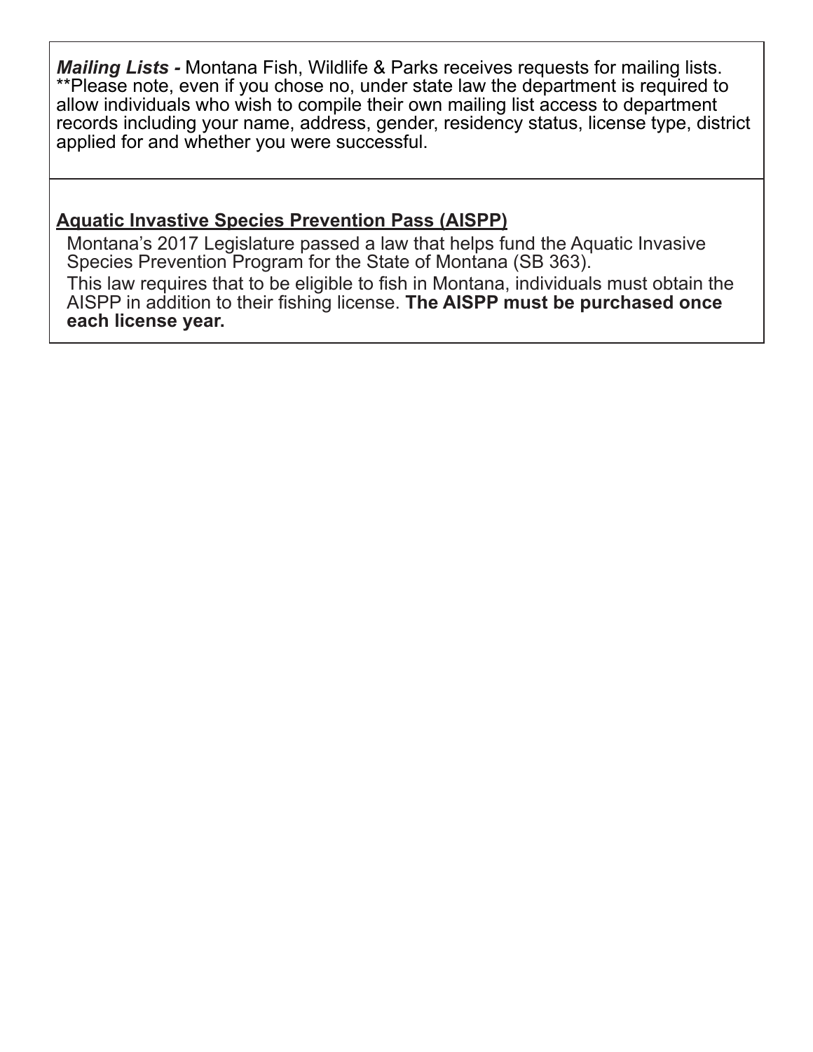***Mailing Lists -*** Montana Fish, Wildlife & Parks receives requests for mailing lists. **Please note, even if you chose no, under state law the department is required to allow individuals who wish to compile their own mailing list access to department records including your name, address, gender, residency status, license type, district applied for and whether you were successful.

**Aquatic Invasive Species Prevention Pass (AISPP)**

Montana's 2017 Legislature passed a law that helps fund the Aquatic Invasive Species Prevention Program for the State of Montana (SB 363).

This law requires that to be eligible to fish in Montana, individuals must obtain the AISPP in addition to their fishing license. **The AISPP must be purchased once each license year.**